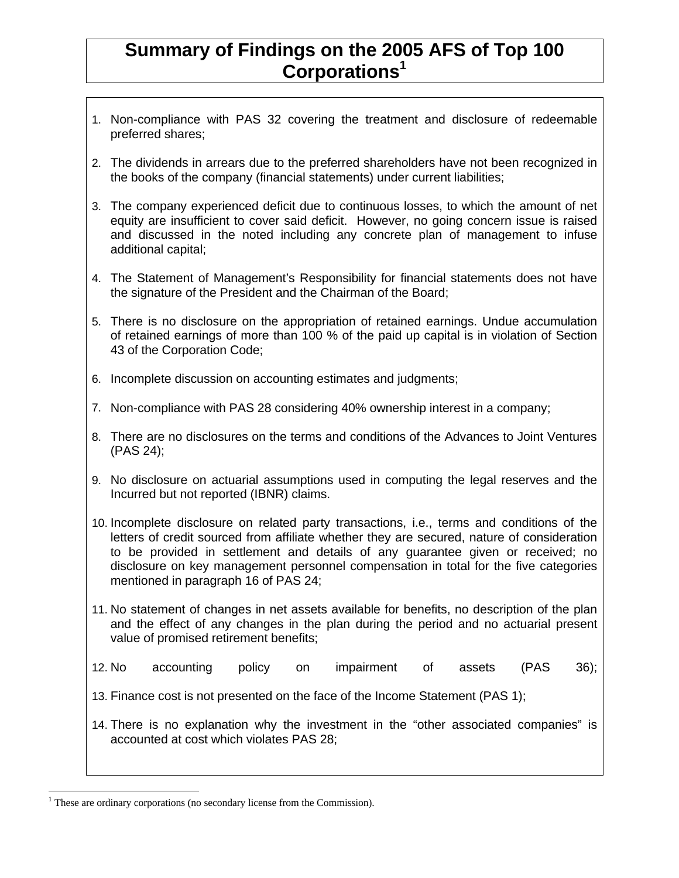# Summary of Findings on the 2005 AFS of Top 100 Corporations[1]

1. Non-compliance with PAS 32 covering the treatment and disclosure of redeemable preferred shares;

2. The dividends in arrears due to the preferred shareholders have not been recognized in the books of the company (financial statements) under current liabilities;

3. The company experienced deficit due to continuous losses, to which the amount of net equity are insufficient to cover said deficit. However, no going concern issue is raised and discussed in the noted including any concrete plan of management to infuse additional capital;

4. The Statement of Management's Responsibility for financial statements does not have the signature of the President and the Chairman of the Board;

5. There is no disclosure on the appropriation of retained earnings. Undue accumulation of retained earnings of more than 100 % of the paid up capital is in violation of Section 43 of the Corporation Code;

6. Incomplete discussion on accounting estimates and judgments;

7. Non-compliance with PAS 28 considering 40% ownership interest in a company;

8. There are no disclosures on the terms and conditions of the Advances to Joint Ventures (PAS 24);

9. No disclosure on actuarial assumptions used in computing the legal reserves and the Incurred but not reported (IBNR) claims.

10. Incomplete disclosure on related party transactions, i.e., terms and conditions of the letters of credit sourced from affiliate whether they are secured, nature of consideration to be provided in settlement and details of any guarantee given or received; no disclosure on key management personnel compensation in total for the five categories mentioned in paragraph 16 of PAS 24;

11. No statement of changes in net assets available for benefits, no description of the plan and the effect of any changes in the plan during the period and no actuarial present value of promised retirement benefits;

12. No accounting policy on impairment of assets (PAS 36);

13. Finance cost is not presented on the face of the Income Statement (PAS 1);

14. There is no explanation why the investment in the "other associated companies" is accounted at cost which violates PAS 28;

---

[1] These are ordinary corporations (no secondary license from the Commission).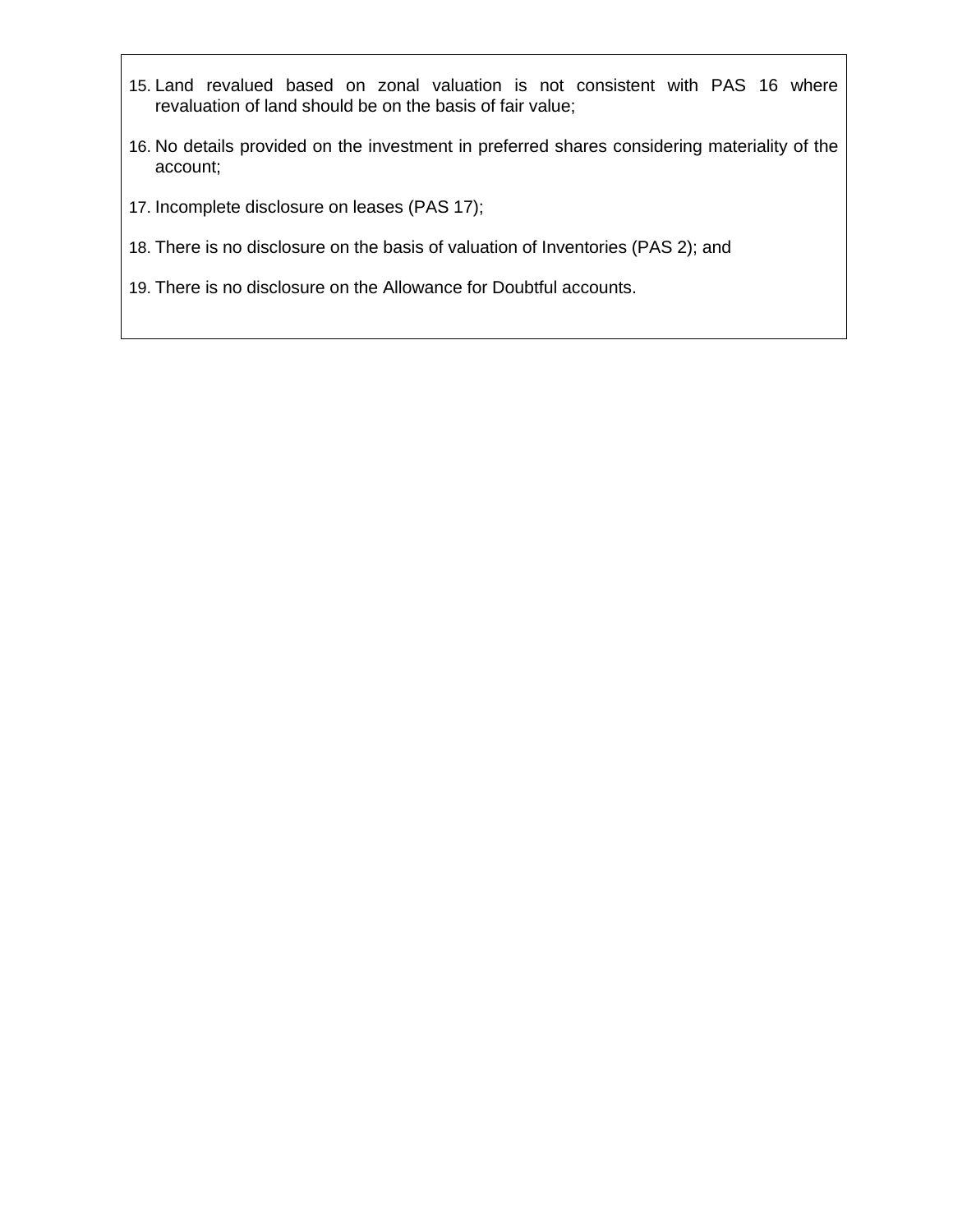15. Land revalued based on zonal valuation is not consistent with PAS 16 where revaluation of land should be on the basis of fair value;

16. No details provided on the investment in preferred shares considering materiality of the account;

17. Incomplete disclosure on leases (PAS 17);

18. There is no disclosure on the basis of valuation of Inventories (PAS 2); and

19. There is no disclosure on the Allowance for Doubtful accounts.